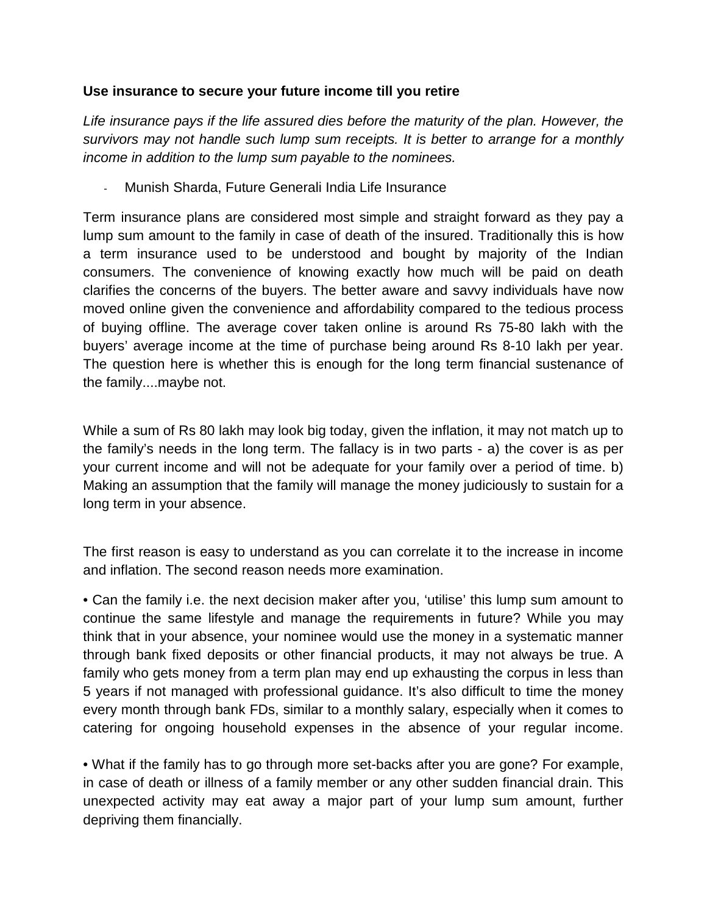**Use insurance to secure your future income till you retire**

*Life insurance pays if the life assured dies before the maturity of the plan. However, the survivors may not handle such lump sum receipts. It is better to arrange for a monthly income in addition to the lump sum payable to the nominees.*

- Munish Sharda, Future Generali India Life Insurance

Term insurance plans are considered most simple and straight forward as they pay a lump sum amount to the family in case of death of the insured. Traditionally this is how a term insurance used to be understood and bought by majority of the Indian consumers. The convenience of knowing exactly how much will be paid on death clarifies the concerns of the buyers. The better aware and savvy individuals have now moved online given the convenience and affordability compared to the tedious process of buying offline. The average cover taken online is around Rs 75-80 lakh with the buyers' average income at the time of purchase being around Rs 8-10 lakh per year. The question here is whether this is enough for the long term financial sustenance of the family....maybe not.

While a sum of Rs 80 lakh may look big today, given the inflation, it may not match up to the family's needs in the long term. The fallacy is in two parts - a) the cover is as per your current income and will not be adequate for your family over a period of time. b) Making an assumption that the family will manage the money judiciously to sustain for a long term in your absence.

The first reason is easy to understand as you can correlate it to the increase in income and inflation. The second reason needs more examination.

• Can the family i.e. the next decision maker after you, 'utilise' this lump sum amount to continue the same lifestyle and manage the requirements in future? While you may think that in your absence, your nominee would use the money in a systematic manner through bank fixed deposits or other financial products, it may not always be true. A family who gets money from a term plan may end up exhausting the corpus in less than 5 years if not managed with professional guidance. It's also difficult to time the money every month through bank FDs, similar to a monthly salary, especially when it comes to catering for ongoing household expenses in the absence of your regular income.

• What if the family has to go through more set-backs after you are gone? For example, in case of death or illness of a family member or any other sudden financial drain. This unexpected activity may eat away a major part of your lump sum amount, further depriving them financially.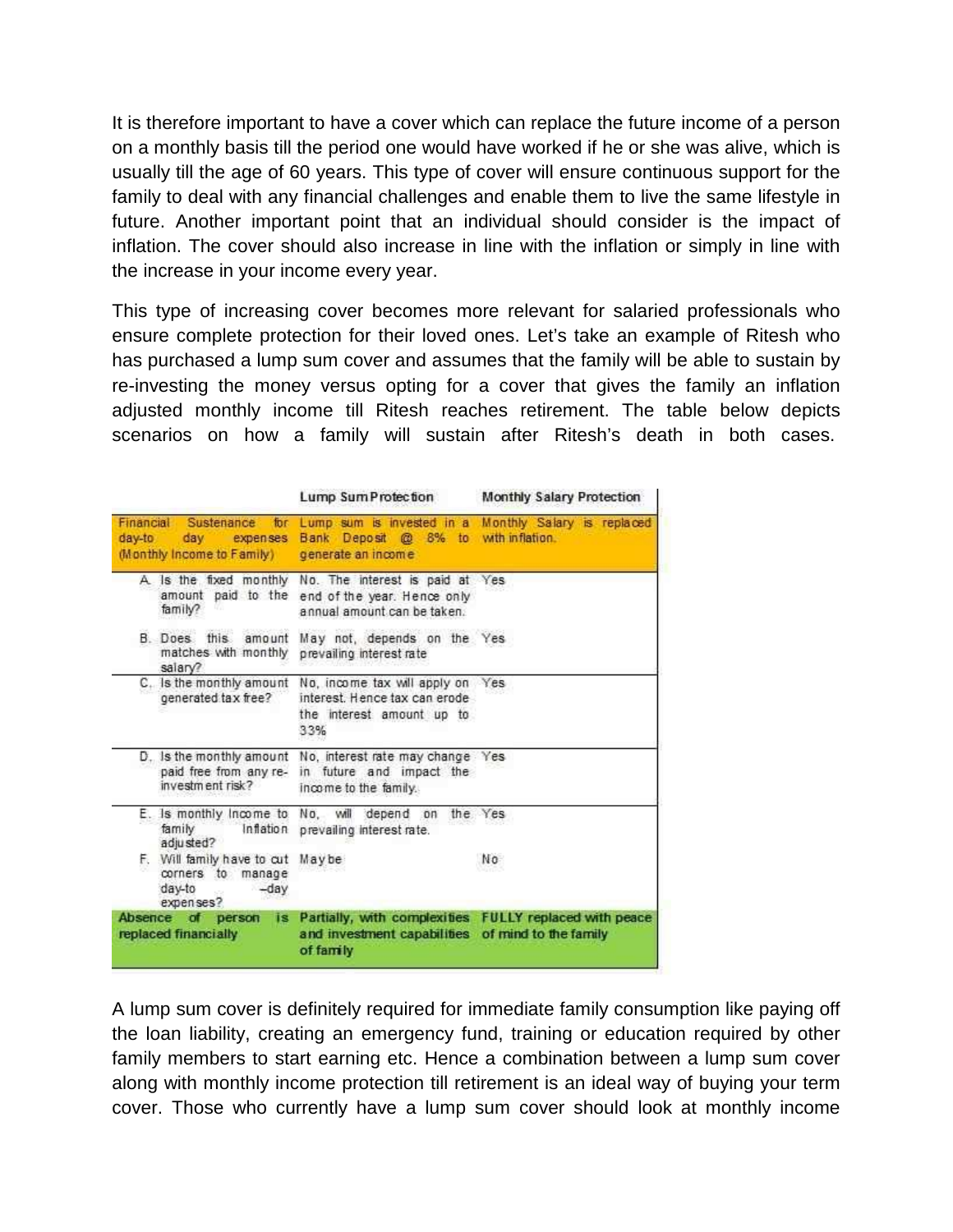It is therefore important to have a cover which can replace the future income of a person on a monthly basis till the period one would have worked if he or she was alive, which is usually till the age of 60 years. This type of cover will ensure continuous support for the family to deal with any financial challenges and enable them to live the same lifestyle in future. Another important point that an individual should consider is the impact of inflation. The cover should also increase in line with the inflation or simply in line with the increase in your income every year.

This type of increasing cover becomes more relevant for salaried professionals who ensure complete protection for their loved ones. Let's take an example of Ritesh who has purchased a lump sum cover and assumes that the family will be able to sustain by re-investing the money versus opting for a cover that gives the family an inflation adjusted monthly income till Ritesh reaches retirement. The table below depicts scenarios on how a family will sustain after Ritesh's death in both cases.

| | Lump Sum Protection | Monthly Salary Protection |
|---|---|---|
| Financial Sustenance for day-to day expenses (Monthly Income to Family) | Lump sum is invested in a Bank Deposit @ 8% to generate an income | Monthly Salary is replaced with inflation. |
| A. Is the fixed monthly amount paid to the family? | No. The interest is paid at end of the year. Hence only annual amount can be taken. | Yes |
| B. Does this amount matches with monthly salary? | May not, depends on the prevailing interest rate | Yes |
| C. Is the monthly amount generated tax free? | No, income tax will apply on interest. Hence tax can erode the interest amount up to 33% | Yes |
| D. Is the monthly amount paid free from any re-investment risk? | No, interest rate may change in future and impact the income to the family. | Yes |
| E. Is monthly Income to family Inflation adjusted? | No, will depend on the prevailing interest rate. | Yes |
| F. Will family have to cut corners to manage day-to -day expenses? | May be | No |
| **Absence of person is replaced financially** | **Partially, with complexities and investment capabilities of family** | **FULLY replaced with peace of mind to the family** |

A lump sum cover is definitely required for immediate family consumption like paying off the loan liability, creating an emergency fund, training or education required by other family members to start earning etc. Hence a combination between a lump sum cover along with monthly income protection till retirement is an ideal way of buying your term cover. Those who currently have a lump sum cover should look at monthly income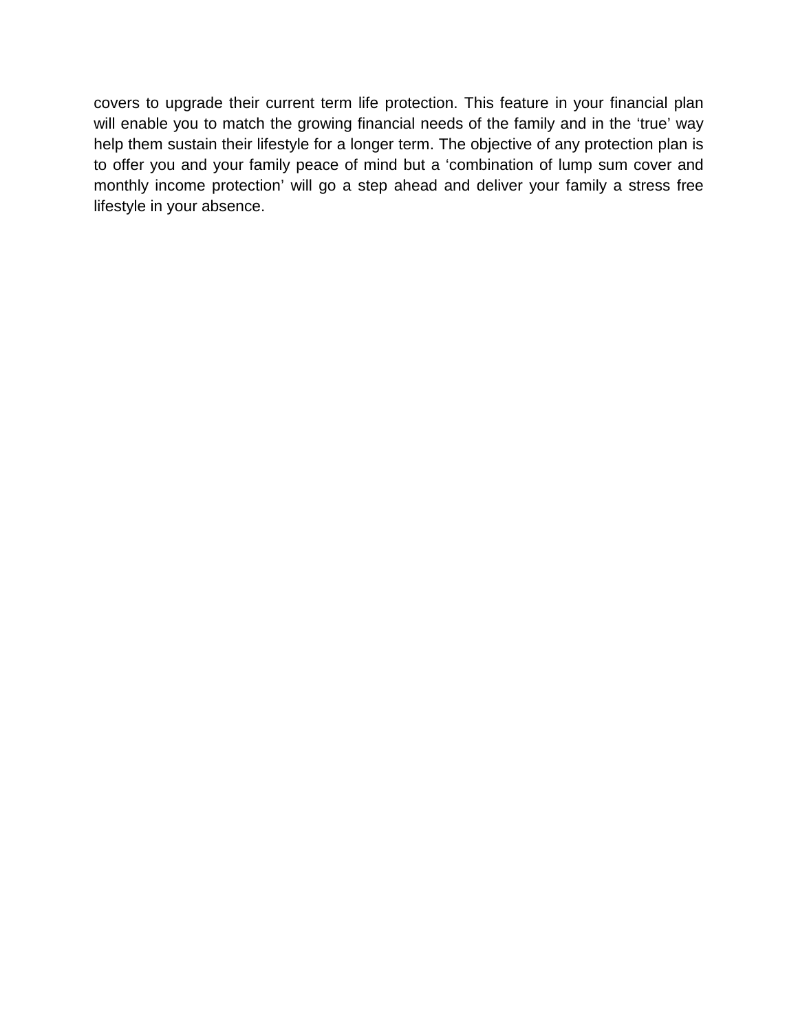covers to upgrade their current term life protection. This feature in your financial plan will enable you to match the growing financial needs of the family and in the ‘true’ way help them sustain their lifestyle for a longer term. The objective of any protection plan is to offer you and your family peace of mind but a ‘combination of lump sum cover and monthly income protection’ will go a step ahead and deliver your family a stress free lifestyle in your absence.